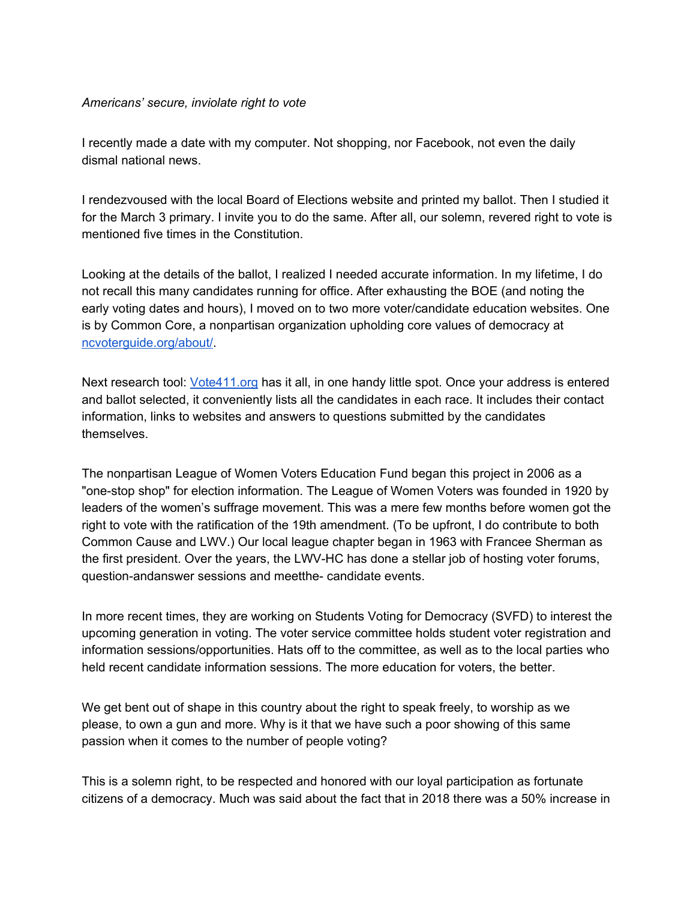*Americans' secure, inviolate right to vote*

I recently made a date with my computer. Not shopping, nor Facebook, not even the daily dismal national news.

I rendezvoused with the local Board of Elections website and printed my ballot. Then I studied it for the March 3 primary. I invite you to do the same. After all, our solemn, revered right to vote is mentioned five times in the Constitution.

Looking at the details of the ballot, I realized I needed accurate information. In my lifetime, I do not recall this many candidates running for office. After exhausting the BOE (and noting the early voting dates and hours), I moved on to two more voter/candidate education websites. One is by Common Core, a nonpartisan organization upholding core values of democracy at [ncvoterguide.org/about/](ncvoterguide.org/about/).

Next research tool: [Vote411.org](Vote411.org) has it all, in one handy little spot. Once your address is entered and ballot selected, it conveniently lists all the candidates in each race. It includes their contact information, links to websites and answers to questions submitted by the candidates themselves.

The nonpartisan League of Women Voters Education Fund began this project in 2006 as a "one-stop shop" for election information. The League of Women Voters was founded in 1920 by leaders of the women's suffrage movement. This was a mere few months before women got the right to vote with the ratification of the 19th amendment. (To be upfront, I do contribute to both Common Cause and LWV.) Our local league chapter began in 1963 with Francee Sherman as the first president. Over the years, the LWV-HC has done a stellar job of hosting voter forums, question-andanswer sessions and meetthe- candidate events.

In more recent times, they are working on Students Voting for Democracy (SVFD) to interest the upcoming generation in voting. The voter service committee holds student voter registration and information sessions/opportunities. Hats off to the committee, as well as to the local parties who held recent candidate information sessions. The more education for voters, the better.

We get bent out of shape in this country about the right to speak freely, to worship as we please, to own a gun and more. Why is it that we have such a poor showing of this same passion when it comes to the number of people voting?

This is a solemn right, to be respected and honored with our loyal participation as fortunate citizens of a democracy. Much was said about the fact that in 2018 there was a 50% increase in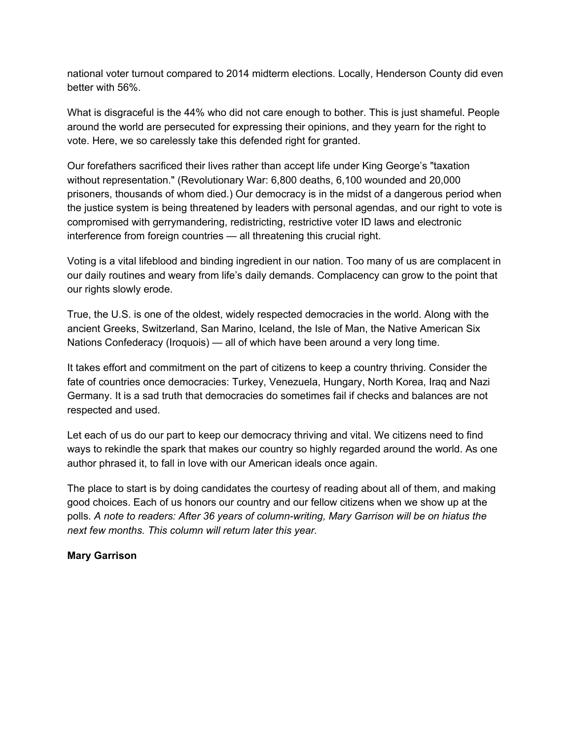national voter turnout compared to 2014 midterm elections. Locally, Henderson County did even better with 56%.

What is disgraceful is the 44% who did not care enough to bother. This is just shameful. People around the world are persecuted for expressing their opinions, and they yearn for the right to vote. Here, we so carelessly take this defended right for granted.

Our forefathers sacrificed their lives rather than accept life under King George's "taxation without representation." (Revolutionary War: 6,800 deaths, 6,100 wounded and 20,000 prisoners, thousands of whom died.) Our democracy is in the midst of a dangerous period when the justice system is being threatened by leaders with personal agendas, and our right to vote is compromised with gerrymandering, redistricting, restrictive voter ID laws and electronic interference from foreign countries — all threatening this crucial right.

Voting is a vital lifeblood and binding ingredient in our nation. Too many of us are complacent in our daily routines and weary from life's daily demands. Complacency can grow to the point that our rights slowly erode.

True, the U.S. is one of the oldest, widely respected democracies in the world. Along with the ancient Greeks, Switzerland, San Marino, Iceland, the Isle of Man, the Native American Six Nations Confederacy (Iroquois) — all of which have been around a very long time.

It takes effort and commitment on the part of citizens to keep a country thriving. Consider the fate of countries once democracies: Turkey, Venezuela, Hungary, North Korea, Iraq and Nazi Germany. It is a sad truth that democracies do sometimes fail if checks and balances are not respected and used.

Let each of us do our part to keep our democracy thriving and vital. We citizens need to find ways to rekindle the spark that makes our country so highly regarded around the world. As one author phrased it, to fall in love with our American ideals once again.

The place to start is by doing candidates the courtesy of reading about all of them, and making good choices. Each of us honors our country and our fellow citizens when we show up at the polls. *A note to readers: After 36 years of column-writing, Mary Garrison will be on hiatus the next few months. This column will return later this year.*

**Mary Garrison**